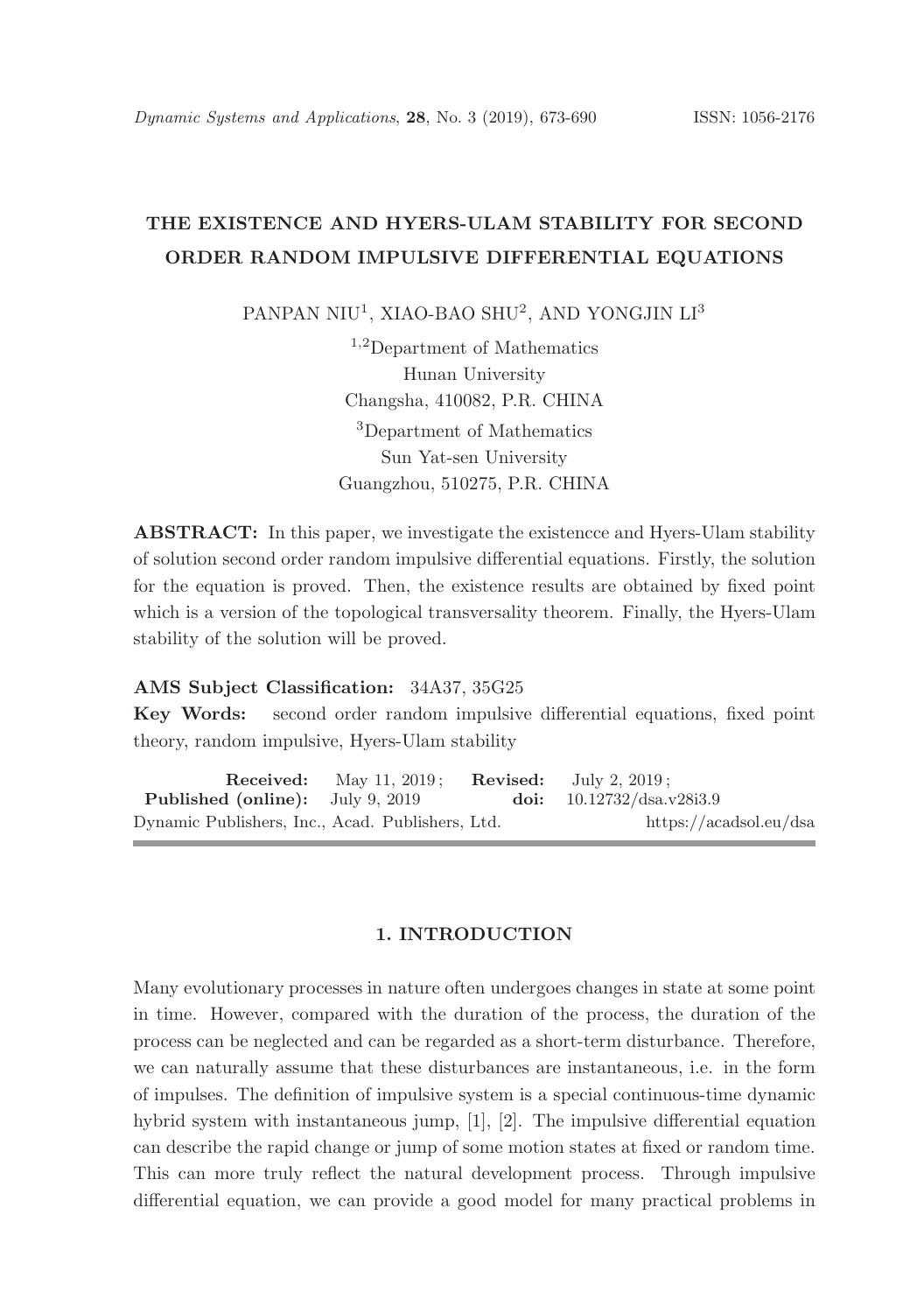# THE EXISTENCE AND HYERS-ULAM STABILITY FOR SECOND ORDER RANDOM IMPULSIVE DIFFERENTIAL EQUATIONS

PANPAN NIU[1], XIAO-BAO SHU[2], AND YONGJIN LI[3]

[1,2]Department of Mathematics
Hunan University
Changsha, 410082, P.R. CHINA

[3]Department of Mathematics
Sun Yat-sen University
Guangzhou, 510275, P.R. CHINA

**ABSTRACT:** In this paper, we investigate the existencce and Hyers-Ulam stability of solution second order random impulsive differential equations. Firstly, the solution for the equation is proved. Then, the existence results are obtained by fixed point which is a version of the topological transversality theorem. Finally, the Hyers-Ulam stability of the solution will be proved.

**AMS Subject Classification:** 34A37, 35G25

**Key Words:** second order random impulsive differential equations, fixed point theory, random impulsive, Hyers-Ulam stability

**Received:** May 11, 2019 ; **Revised:** July 2, 2019 ;
**Published (online):** July 9, 2019 **doi:** 10.12732/dsa.v28i3.9
Dynamic Publishers, Inc., Acad. Publishers, Ltd. https://acadsol.eu/dsa

## 1. INTRODUCTION

Many evolutionary processes in nature often undergoes changes in state at some point in time. However, compared with the duration of the process, the duration of the process can be neglected and can be regarded as a short-term disturbance. Therefore, we can naturally assume that these disturbances are instantaneous, i.e. in the form of impulses. The definition of impulsive system is a special continuous-time dynamic hybrid system with instantaneous jump, [1], [2]. The impulsive differential equation can describe the rapid change or jump of some motion states at fixed or random time. This can more truly reflect the natural development process. Through impulsive differential equation, we can provide a good model for many practical problems in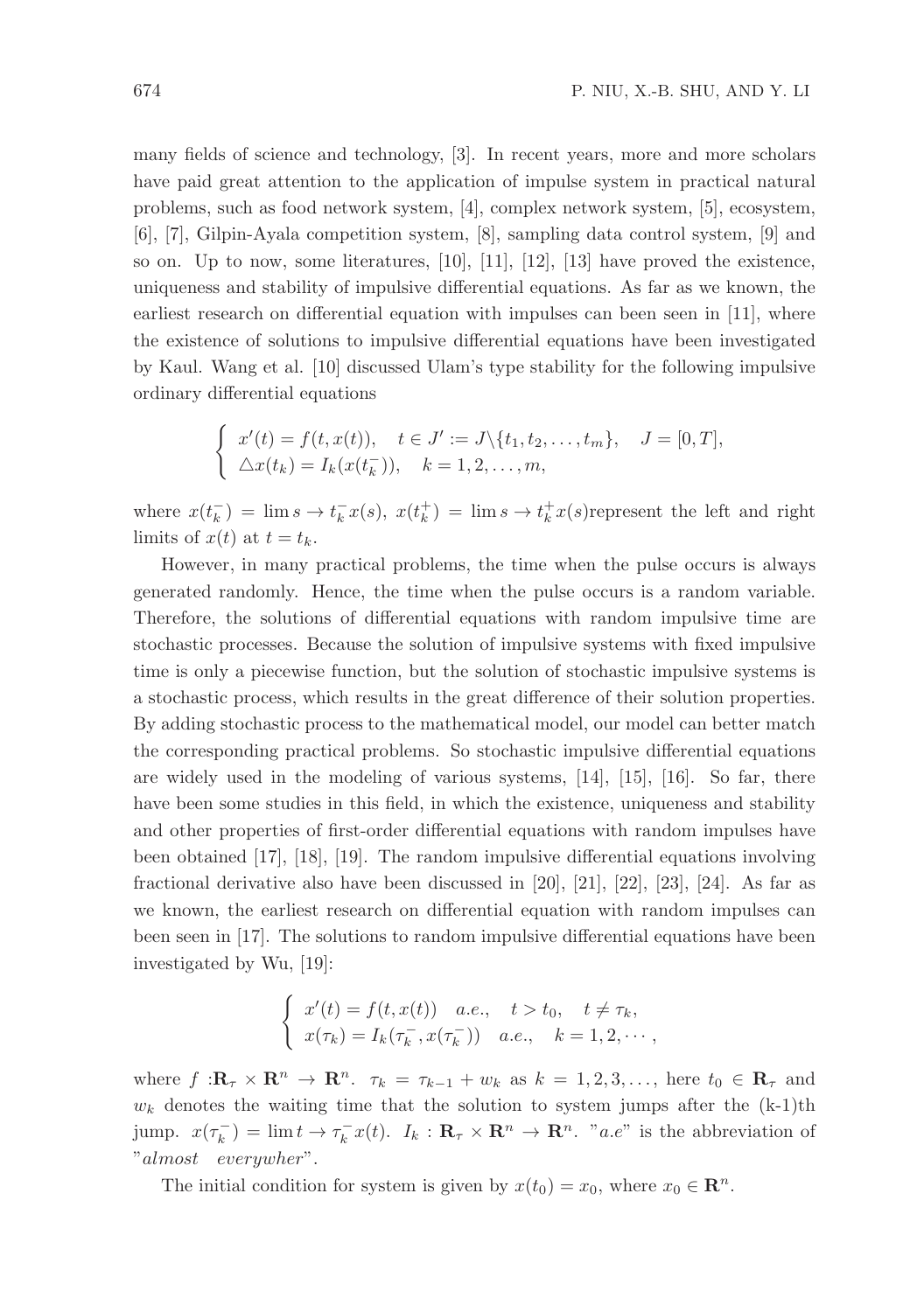many fields of science and technology, [3]. In recent years, more and more scholars have paid great attention to the application of impulse system in practical natural problems, such as food network system, [4], complex network system, [5], ecosystem, [6], [7], Gilpin-Ayala competition system, [8], sampling data control system, [9] and so on. Up to now, some literatures, [10], [11], [12], [13] have proved the existence, uniqueness and stability of impulsive differential equations. As far as we known, the earliest research on differential equation with impulses can been seen in [11], where the existence of solutions to impulsive differential equations have been investigated by Kaul. Wang et al. [10] discussed Ulam's type stability for the following impulsive ordinary differential equations

$$\begin{cases} x'(t) = f(t, x(t)), \quad t \in J' := J \backslash \{t_1, t_2, \ldots, t_m\}, \quad J = [0, T], \\ \triangle x(t_k) = I_k(x(t_k^-)), \quad k = 1, 2, \ldots, m, \end{cases}$$

where $x(t_k^-) = \lim s \to t_k^- x(s)$, $x(t_k^+) = \lim s \to t_k^+ x(s)$represent the left and right limits of $x(t)$ at $t = t_k$.

However, in many practical problems, the time when the pulse occurs is always generated randomly. Hence, the time when the pulse occurs is a random variable. Therefore, the solutions of differential equations with random impulsive time are stochastic processes. Because the solution of impulsive systems with fixed impulsive time is only a piecewise function, but the solution of stochastic impulsive systems is a stochastic process, which results in the great difference of their solution properties. By adding stochastic process to the mathematical model, our model can better match the corresponding practical problems. So stochastic impulsive differential equations are widely used in the modeling of various systems, [14], [15], [16]. So far, there have been some studies in this field, in which the existence, uniqueness and stability and other properties of first-order differential equations with random impulses have been obtained [17], [18], [19]. The random impulsive differential equations involving fractional derivative also have been discussed in [20], [21], [22], [23], [24]. As far as we known, the earliest research on differential equation with random impulses can been seen in [17]. The solutions to random impulsive differential equations have been investigated by Wu, [19]:

$$\begin{cases} x'(t) = f(t, x(t)) \quad a.e., \quad t > t_0, \quad t \neq \tau_k, \\ x(\tau_k) = I_k(\tau_k^-, x(\tau_k^-)) \quad a.e., \quad k = 1, 2, \cdots, \end{cases}$$

where $f : \mathbf{R}_\tau \times \mathbf{R}^n \to \mathbf{R}^n$. $\tau_k = \tau_{k-1} + w_k$ as $k = 1, 2, 3, \ldots$, here $t_0 \in \mathbf{R}_\tau$ and $w_k$ denotes the waiting time that the solution to system jumps after the (k-1)th jump. $x(\tau_k^-) = \lim t \to \tau_k^- x(t)$. $I_k : \mathbf{R}_\tau \times \mathbf{R}^n \to \mathbf{R}^n$. "$a.e$" is the abbreviation of "*almost everywher*".

The initial condition for system is given by $x(t_0) = x_0$, where $x_0 \in \mathbf{R}^n$.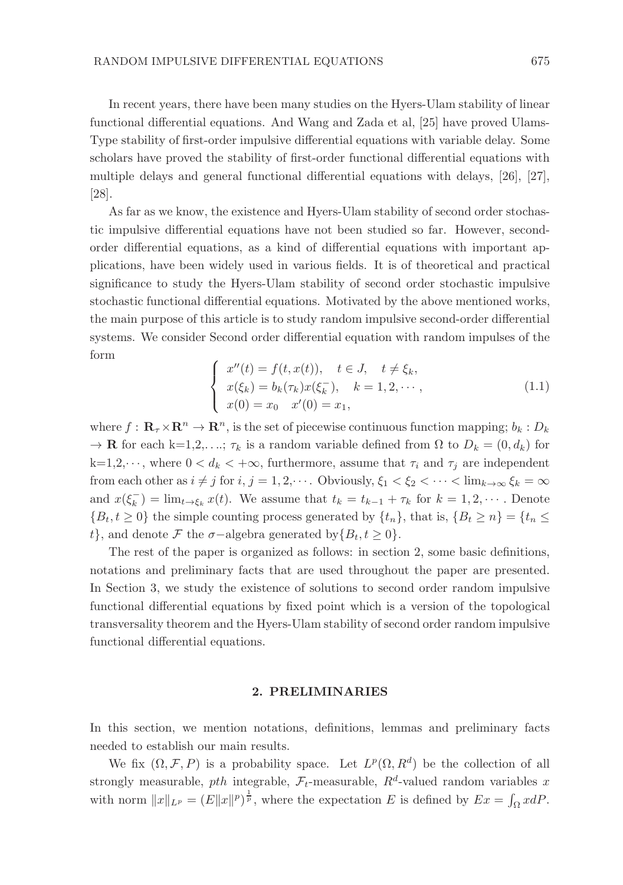In recent years, there have been many studies on the Hyers-Ulam stability of linear functional differential equations. And Wang and Zada et al, [25] have proved Ulams-Type stability of first-order impulsive differential equations with variable delay. Some scholars have proved the stability of first-order functional differential equations with multiple delays and general functional differential equations with delays, [26], [27], [28].

As far as we know, the existence and Hyers-Ulam stability of second order stochastic impulsive differential equations have not been studied so far. However, second-order differential equations, as a kind of differential equations with important applications, have been widely used in various fields. It is of theoretical and practical significance to study the Hyers-Ulam stability of second order stochastic impulsive stochastic functional differential equations. Motivated by the above mentioned works, the main purpose of this article is to study random impulsive second-order differential systems. We consider Second order differential equation with random impulses of the form

$$\begin{cases} x''(t) = f(t, x(t)), \quad t \in J, \quad t \neq \xi_k, \\ x(\xi_k) = b_k(\tau_k) x(\xi_k^-), \quad k = 1, 2, \cdots, \\ x(0) = x_0 \quad x'(0) = x_1, \end{cases} \tag{1.1}$$

where $f : \mathbf{R}_\tau \times \mathbf{R}^n \to \mathbf{R}^n$, is the set of piecewise continuous function mapping; $b_k : D_k \to \mathbf{R}$ for each k=1,2,. . ..; $\tau_k$ is a random variable defined from $\Omega$ to $D_k = (0, d_k)$ for k=1,2,$\cdots$, where $0 < d_k < +\infty$, furthermore, assume that $\tau_i$ and $\tau_j$ are independent from each other as $i \neq j$ for $i, j = 1, 2, \cdots$. Obviously, $\xi_1 < \xi_2 < \cdots < \lim_{k\to\infty} \xi_k = \infty$ and $x(\xi_k^-) = \lim_{t\to\xi_k} x(t)$. We assume that $t_k = t_{k-1} + \tau_k$ for $k = 1, 2, \cdots$. Denote $\{B_t, t \geq 0\}$ the simple counting process generated by $\{t_n\}$, that is, $\{B_t \geq n\} = \{t_n \leq t\}$, and denote $\mathcal{F}$ the $\sigma-$algebra generated by$\{B_t, t \geq 0\}$.

The rest of the paper is organized as follows: in section 2, some basic definitions, notations and preliminary facts that are used throughout the paper are presented. In Section 3, we study the existence of solutions to second order random impulsive functional differential equations by fixed point which is a version of the topological transversality theorem and the Hyers-Ulam stability of second order random impulsive functional differential equations.

## 2. PRELIMINARIES

In this section, we mention notations, definitions, lemmas and preliminary facts needed to establish our main results.

We fix $(\Omega, \mathcal{F}, P)$ is a probability space. Let $L^p(\Omega, R^d)$ be the collection of all strongly measurable, *pth* integrable, $\mathcal{F}_t$-measurable, $R^d$-valued random variables $x$ with norm $\|x\|_{L^p} = (E\|x\|^p)^{\frac{1}{p}}$, where the expectation $E$ is defined by $Ex = \int_\Omega x dP$.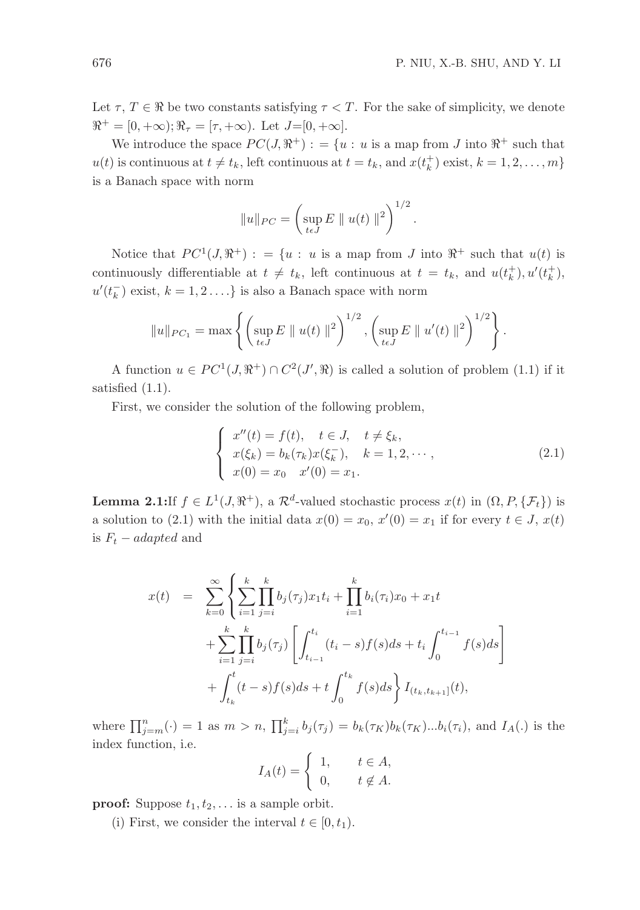Let $\tau$, $T \in \Re$ be two constants satisfying $\tau < T$. For the sake of simplicity, we denote $\Re^+ = [0, +\infty); \Re_\tau = [\tau, +\infty)$. Let $J$=$[0, +\infty]$.

We introduce the space $PC(J, \Re^+) : = \{u : u$ is a map from $J$ into $\Re^+$ such that $u(t)$ is continuous at $t \neq t_k$, left continuous at $t = t_k$, and $x(t_k^+)$ exist, $k = 1, 2, \ldots, m\}$ is a Banach space with norm

$$\|u\|_{PC} = \left( \sup_{t \epsilon J} E \parallel u(t) \parallel^2 \right)^{1/2}.$$

Notice that $PC^1(J, \Re^+) : = \{u : u$ is a map from $J$ into $\Re^+$ such that $u(t)$ is continuously differentiable at $t \neq t_k$, left continuous at $t = t_k$, and $u(t_k^+), u'(t_k^+), u'(t_k^-)$ exist, $k = 1, 2 \ldots .\}$ is also a Banach space with norm

$$\|u\|_{PC_1} = \max \left\{ \left( \sup_{t \epsilon J} E \parallel u(t) \parallel^2 \right)^{1/2}, \left( \sup_{t \epsilon J} E \parallel u'(t) \parallel^2 \right)^{1/2} \right\}.$$

A function $u \in PC^1(J, \Re^+) \cap C^2(J', \Re)$ is called a solution of problem (1.1) if it satisfied (1.1).

First, we consider the solution of the following problem,

$$\begin{cases} x''(t) = f(t), \quad t \in J, \quad t \neq \xi_k, \\ x(\xi_k) = b_k(\tau_k) x(\xi_k^-), \quad k = 1, 2, \cdots, \\ x(0) = x_0 \quad x'(0) = x_1. \end{cases} \tag{2.1}$$

**Lemma 2.1:**If $f \in L^1(J, \Re^+)$, a $\mathcal{R}^d$-valued stochastic process $x(t)$ in $(\Omega, P, \{\mathcal{F}_t\})$ is a solution to (2.1) with the initial data $x(0) = x_0$, $x'(0) = x_1$ if for every $t \in J$, $x(t)$ is $F_t - adapted$ and

$$\begin{aligned} x(t) \quad = \quad & \sum_{k=0}^{\infty} \left\{ \sum_{i=1}^{k} \prod_{j=i}^{k} b_j(\tau_j) x_1 t_i + \prod_{i=1}^{k} b_i(\tau_i) x_0 + x_1 t \right. \\ & + \sum_{i=1}^{k} \prod_{j=i}^{k} b_j(\tau_j) \left[ \int_{t_{i-1}}^{t_i} (t_i - s) f(s) ds + t_i \int_0^{t_{i-1}} f(s) ds \right] \\ & \left. + \int_{t_k}^{t} (t - s) f(s) ds + t \int_0^{t_k} f(s) ds \right\} I_{(t_k, t_{k+1}]}(t), \end{aligned}$$

where $\prod_{j=m}^{n}(\cdot) = 1$ as $m > n$, $\prod_{j=i}^{k} b_j(\tau_j) = b_k(\tau_K) b_k(\tau_K) \ldots b_i(\tau_i)$, and $I_A(.)$ is the index function, i.e.

$$I_A(t) = \begin{cases} 1, & t \in A, \\ 0, & t \notin A. \end{cases}$$

**proof:** Suppose $t_1, t_2, \ldots$ is a sample orbit.

(i) First, we consider the interval $t \in [0, t_1)$.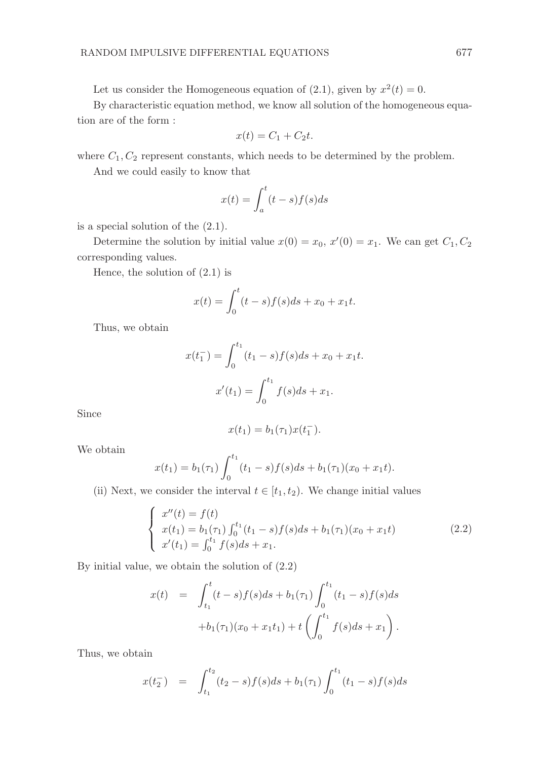Let us consider the Homogeneous equation of (2.1), given by $x^2(t) = 0$.

By characteristic equation method, we know all solution of the homogeneous equation are of the form :

$$x(t) = C_1 + C_2 t.$$

where $C_1, C_2$ represent constants, which needs to be determined by the problem.

And we could easily to know that

$$x(t) = \int_a^t (t-s)f(s)ds$$

is a special solution of the (2.1).

Determine the solution by initial value $x(0) = x_0$, $x'(0) = x_1$. We can get $C_1, C_2$ corresponding values.

Hence, the solution of (2.1) is

$$x(t) = \int_0^t (t-s)f(s)ds + x_0 + x_1 t.$$

Thus, we obtain

$$x(t_1^-) = \int_0^{t_1} (t_1 - s)f(s)ds + x_0 + x_1 t.$$

$$x'(t_1) = \int_0^{t_1} f(s)ds + x_1.$$

Since

$$x(t_1) = b_1(\tau_1)x(t_1^-).$$

We obtain

$$x(t_1) = b_1(\tau_1)\int_0^{t_1} (t_1 - s)f(s)ds + b_1(\tau_1)(x_0 + x_1 t).$$

(ii) Next, we consider the interval $t \in [t_1, t_2)$. We change initial values

$$\begin{cases} x''(t) = f(t) \\ x(t_1) = b_1(\tau_1)\int_0^{t_1}(t_1 - s)f(s)ds + b_1(\tau_1)(x_0 + x_1 t) \\ x'(t_1) = \int_0^{t_1} f(s)ds + x_1. \end{cases} \tag{2.2}$$

By initial value, we obtain the solution of (2.2)

$$\begin{aligned} x(t) &= \int_{t_1}^t (t-s)f(s)ds + b_1(\tau_1)\int_0^{t_1}(t_1 - s)f(s)ds \\ &\quad + b_1(\tau_1)(x_0 + x_1 t_1) + t\left(\int_0^{t_1} f(s)ds + x_1\right). \end{aligned}$$

Thus, we obtain

$$x(t_2^-) = \int_{t_1}^{t_2} (t_2 - s)f(s)ds + b_1(\tau_1)\int_0^{t_1}(t_1 - s)f(s)ds$$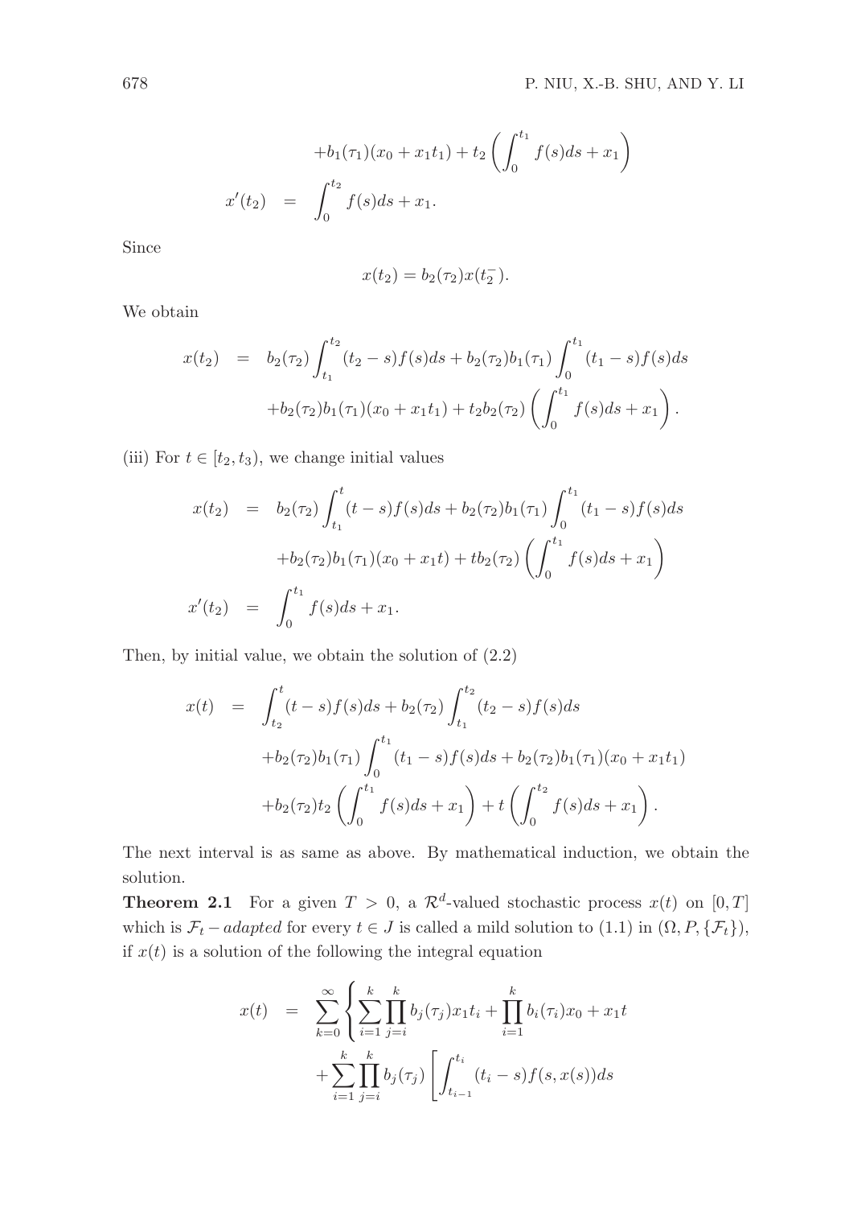$$
\begin{aligned}
&+b_1(\tau_1)(x_0+x_1t_1)+t_2\left(\int_0^{t_1} f(s)ds+x_1\right) \\
x'(t_2) &= \int_0^{t_2} f(s)ds+x_1.
\end{aligned}
$$

Since

$$
x(t_2)=b_2(\tau_2)x(t_2^-).
$$

We obtain

$$
\begin{aligned}
x(t_2) &= b_2(\tau_2)\int_{t_1}^{t_2}(t_2-s)f(s)ds+b_2(\tau_2)b_1(\tau_1)\int_0^{t_1}(t_1-s)f(s)ds \\
&\quad +b_2(\tau_2)b_1(\tau_1)(x_0+x_1t_1)+t_2b_2(\tau_2)\left(\int_0^{t_1} f(s)ds+x_1\right).
\end{aligned}
$$

(iii) For $t\in[t_2,t_3)$, we change initial values

$$
\begin{aligned}
x(t_2) &= b_2(\tau_2)\int_{t_1}^{t}(t-s)f(s)ds+b_2(\tau_2)b_1(\tau_1)\int_0^{t_1}(t_1-s)f(s)ds \\
&\quad +b_2(\tau_2)b_1(\tau_1)(x_0+x_1t)+tb_2(\tau_2)\left(\int_0^{t_1} f(s)ds+x_1\right) \\
x'(t_2) &= \int_0^{t_1} f(s)ds+x_1.
\end{aligned}
$$

Then, by initial value, we obtain the solution of (2.2)

$$
\begin{aligned}
x(t) &= \int_{t_2}^{t}(t-s)f(s)ds+b_2(\tau_2)\int_{t_1}^{t_2}(t_2-s)f(s)ds \\
&\quad +b_2(\tau_2)b_1(\tau_1)\int_0^{t_1}(t_1-s)f(s)ds+b_2(\tau_2)b_1(\tau_1)(x_0+x_1t_1) \\
&\quad +b_2(\tau_2)t_2\left(\int_0^{t_1} f(s)ds+x_1\right)+t\left(\int_0^{t_2} f(s)ds+x_1\right).
\end{aligned}
$$

The next interval is as same as above. By mathematical induction, we obtain the solution.

**Theorem 2.1** For a given $T>0$, a $\mathcal{R}^d$-valued stochastic process $x(t)$ on $[0,T]$ which is $\mathcal{F}_t-adapted$ for every $t\in J$ is called a mild solution to (1.1) in $(\Omega,P,\{\mathcal{F}_t\})$, if $x(t)$ is a solution of the following the integral equation

$$
\begin{aligned}
x(t) &= \sum_{k=0}^{\infty}\Bigg\{\sum_{i=1}^{k}\prod_{j=i}^{k} b_j(\tau_j)x_1t_i+\prod_{i=1}^{k} b_i(\tau_i)x_0+x_1t \\
&\quad +\sum_{i=1}^{k}\prod_{j=i}^{k} b_j(\tau_j)\Bigg[\int_{t_{i-1}}^{t_i}(t_i-s)f(s,x(s))ds
\end{aligned}
$$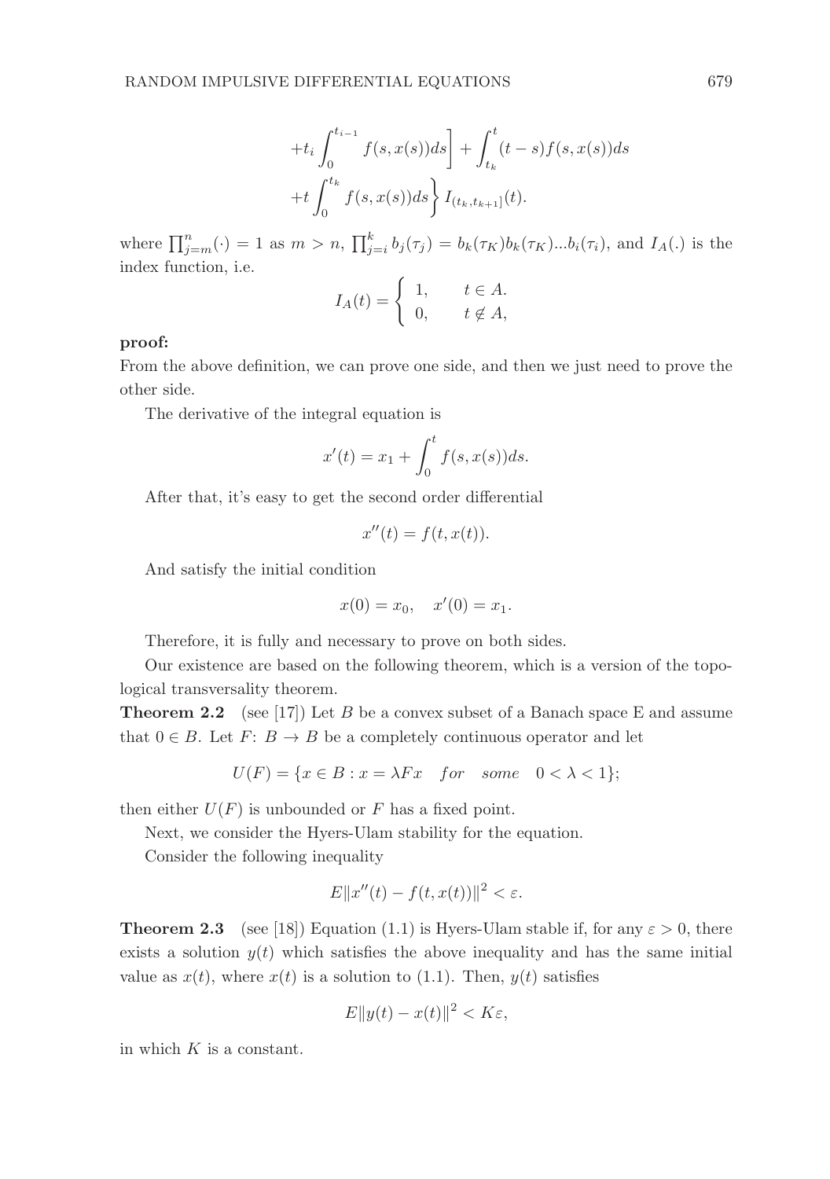$$
+t_i \int_0^{t_{i-1}} f(s,x(s))ds\Bigg] + \int_{t_k}^{t} (t-s) f(s,x(s))ds
$$

$$
+t \int_0^{t_k} f(s,x(s))ds \Bigg\} I_{(t_k,t_{k+1}]}(t).
$$

where $\prod_{j=m}^{n}(\cdot) = 1$ as $m > n$, $\prod_{j=i}^{k} b_j(\tau_j) = b_k(\tau_K) b_k(\tau_K) \ldots b_i(\tau_i)$, and $I_A(.)$ is the index function, i.e.

$$
I_A(t) = \begin{cases} 1, & t \in A. \\ 0, & t \notin A, \end{cases}
$$

**proof:**

From the above definition, we can prove one side, and then we just need to prove the other side.

The derivative of the integral equation is

$$
x'(t) = x_1 + \int_0^t f(s,x(s))ds.
$$

After that, it's easy to get the second order differential

$$
x''(t) = f(t,x(t)).
$$

And satisfy the initial condition

$$
x(0) = x_0, \quad x'(0) = x_1.
$$

Therefore, it is fully and necessary to prove on both sides.

Our existence are based on the following theorem, which is a version of the topological transversality theorem.

**Theorem 2.2** (see [17]) Let $B$ be a convex subset of a Banach space E and assume that $0 \in B$. Let $F$: $B \to B$ be a completely continuous operator and let

$$
U(F) = \{x \in B : x = \lambda F x \quad for \quad some \quad 0 < \lambda < 1\};
$$

then either $U(F)$ is unbounded or $F$ has a fixed point.

Next, we consider the Hyers-Ulam stability for the equation.

Consider the following inequality

$$
E\|x''(t) - f(t,x(t))\|^2 < \varepsilon.
$$

**Theorem 2.3** (see [18]) Equation (1.1) is Hyers-Ulam stable if, for any $\varepsilon > 0$, there exists a solution $y(t)$ which satisfies the above inequality and has the same initial value as $x(t)$, where $x(t)$ is a solution to (1.1). Then, $y(t)$ satisfies

$$
E\|y(t) - x(t)\|^2 < K\varepsilon,
$$

in which $K$ is a constant.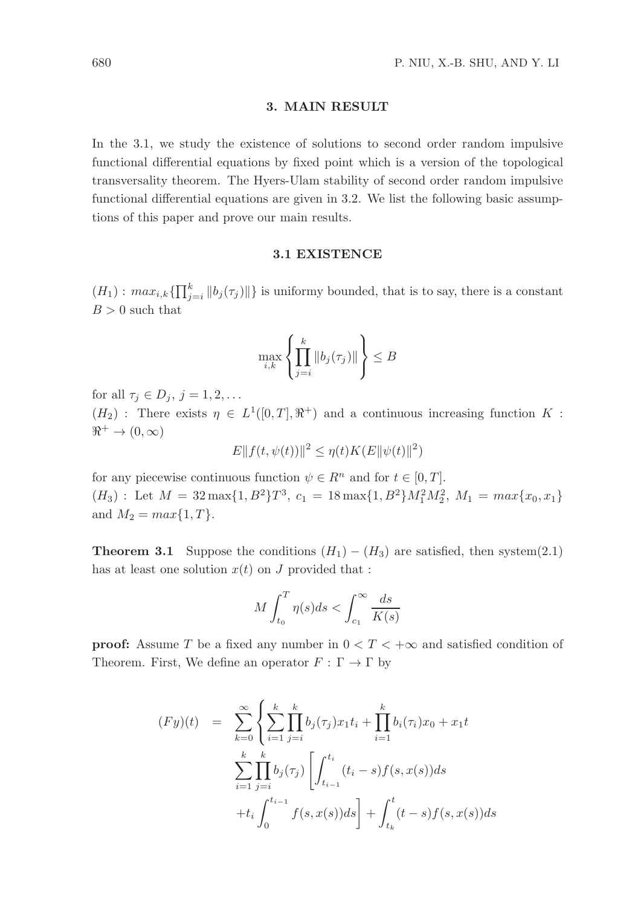## 3. MAIN RESULT

In the 3.1, we study the existence of solutions to second order random impulsive functional differential equations by fixed point which is a version of the topological transversality theorem. The Hyers-Ulam stability of second order random impulsive functional differential equations are given in 3.2. We list the following basic assumptions of this paper and prove our main results.

### 3.1 EXISTENCE

$(H_1)$ : $max_{i,k}\{\prod_{j=i}^{k}\|b_j(\tau_j)\|\}$ is uniformy bounded, that is to say, there is a constant $B > 0$ such that

$$\max_{i,k}\left\{\prod_{j=i}^{k}\|b_j(\tau_j)\|\right\} \leq B$$

for all $\tau_j \in D_j$, $j = 1, 2, \ldots$

$(H_2)$ : There exists $\eta \in L^1([0,T], \Re^+)$ and a continuous increasing function $K$ : $\Re^+ \to (0, \infty)$

$$E\|f(t, \psi(t))\|^2 \leq \eta(t)K(E\|\psi(t)\|^2)$$

for any piecewise continuous function $\psi \in R^n$ and for $t \in [0, T]$.

$(H_3)$ : Let $M = 32\max\{1, B^2\}T^3$, $c_1 = 18\max\{1, B^2\}M_1^2M_2^2$, $M_1 = max\{x_0, x_1\}$ and $M_2 = max\{1, T\}$.

**Theorem 3.1** Suppose the conditions $(H_1) - (H_3)$ are satisfied, then system(2.1) has at least one solution $x(t)$ on $J$ provided that :

$$M\int_{t_0}^{T}\eta(s)ds < \int_{c_1}^{\infty}\frac{ds}{K(s)}$$

**proof:** Assume $T$ be a fixed any number in $0 < T < +\infty$ and satisfied condition of Theorem. First, We define an operator $F : \Gamma \to \Gamma$ by

$$\begin{aligned}(Fy)(t) &= \sum_{k=0}^{\infty}\left\{\sum_{i=1}^{k}\prod_{j=i}^{k}b_j(\tau_j)x_1t_i + \prod_{i=1}^{k}b_i(\tau_i)x_0 + x_1t\right. \\ &\quad \sum_{i=1}^{k}\prod_{j=i}^{k}b_j(\tau_j)\left[\int_{t_{i-1}}^{t_i}(t_i - s)f(s, x(s))ds\right. \\ &\quad \left.+t_i\int_0^{t_{i-1}}f(s, x(s))ds\right] + \int_{t_k}^{t}(t - s)f(s, x(s))ds\end{aligned}$$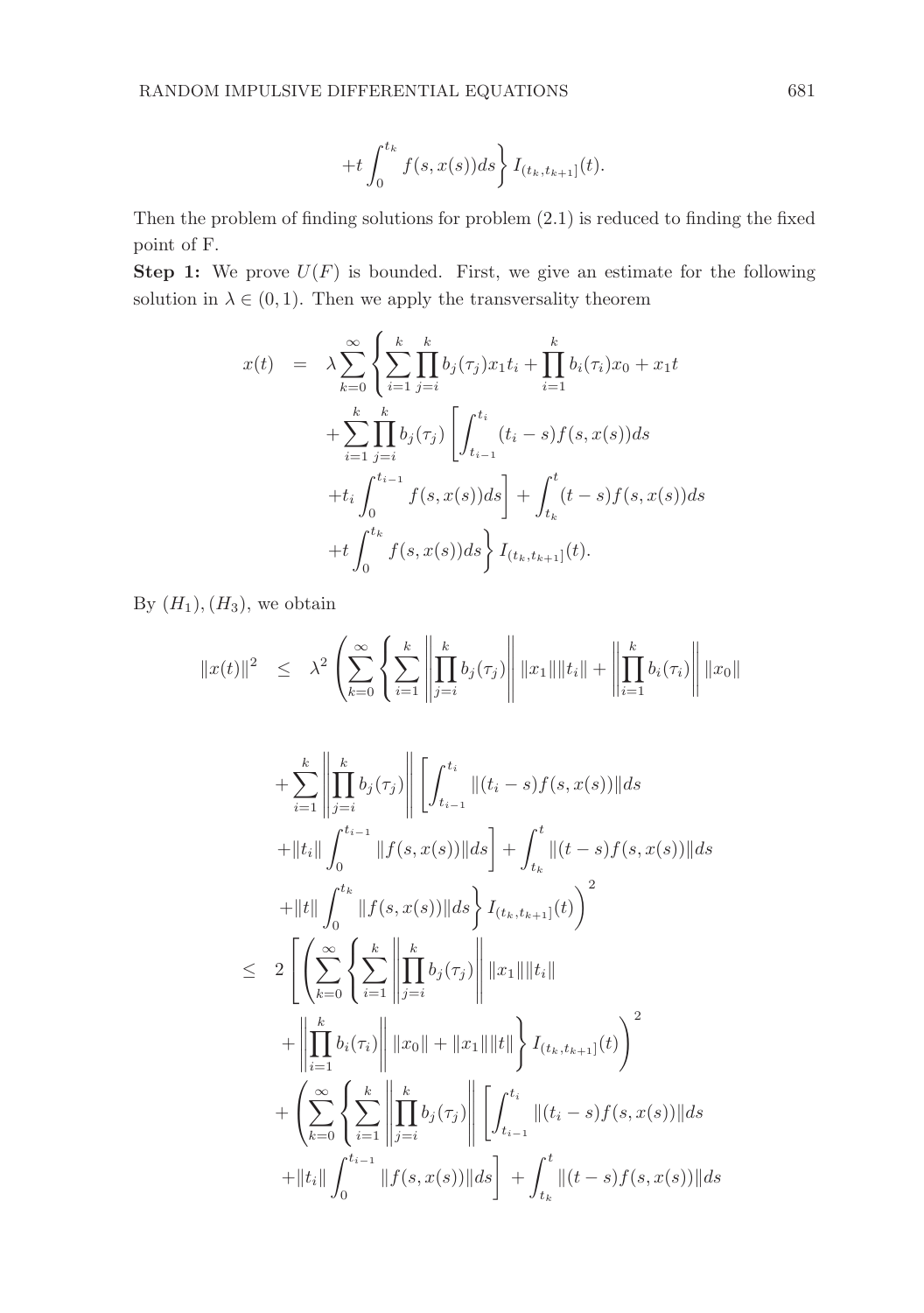$$+t\int_0^{t_k} f(s,x(s))ds\Bigg\} I_{(t_k,t_{k+1}]}(t).$$

Then the problem of finding solutions for problem (2.1) is reduced to finding the fixed point of F.

**Step 1:** We prove $U(F)$ is bounded. First, we give an estimate for the following solution in $\lambda \in (0,1)$. Then we apply the transversality theorem

$$
\begin{aligned}
x(t) \;&=\; \lambda \sum_{k=0}^{\infty} \Bigg\{ \sum_{i=1}^{k} \prod_{j=i}^{k} b_j(\tau_j) x_1 t_i + \prod_{i=1}^{k} b_i(\tau_i) x_0 + x_1 t \\
&\quad + \sum_{i=1}^{k} \prod_{j=i}^{k} b_j(\tau_j) \left[ \int_{t_{i-1}}^{t_i} (t_i - s) f(s,x(s))ds \right. \\
&\quad \left. + t_i \int_0^{t_{i-1}} f(s,x(s))ds \right] + \int_{t_k}^{t} (t-s) f(s,x(s))ds \\
&\quad + t\int_0^{t_k} f(s,x(s))ds \Bigg\} I_{(t_k,t_{k+1}]}(t).
\end{aligned}
$$

By $(H_1),(H_3)$, we obtain

$$
\begin{aligned}
\|x(t)\|^2 \;&\leq\; \lambda^2 \left( \sum_{k=0}^{\infty} \Bigg\{ \sum_{i=1}^{k} \left\| \prod_{j=i}^{k} b_j(\tau_j) \right\| \|x_1\| \|t_i\| + \left\| \prod_{i=1}^{k} b_i(\tau_i) \right\| \|x_0\| \right. \\
&\quad + \sum_{i=1}^{k} \left\| \prod_{j=i}^{k} b_j(\tau_j) \right\| \left[ \int_{t_{i-1}}^{t_i} \|(t_i - s) f(s,x(s))\| ds \right. \\
&\quad \left. + \|t_i\| \int_0^{t_{i-1}} \|f(s,x(s))\| ds \right] + \int_{t_k}^{t} \|(t-s) f(s,x(s))\| ds \\
&\quad \left. + \|t\| \int_0^{t_k} \|f(s,x(s))\| ds \Bigg\} I_{(t_k,t_{k+1}]}(t) \right)^2 \\
&\leq\; 2 \left[ \left( \sum_{k=0}^{\infty} \Bigg\{ \sum_{i=1}^{k} \left\| \prod_{j=i}^{k} b_j(\tau_j) \right\| \|x_1\| \|t_i\| \right. \right. \\
&\quad \left. + \left\| \prod_{i=1}^{k} b_i(\tau_i) \right\| \|x_0\| + \|x_1\| \|t\| \Bigg\} I_{(t_k,t_{k+1}]}(t) \right)^2 \\
&\quad + \left( \sum_{k=0}^{\infty} \Bigg\{ \sum_{i=1}^{k} \left\| \prod_{j=i}^{k} b_j(\tau_j) \right\| \left[ \int_{t_{i-1}}^{t_i} \|(t_i - s) f(s,x(s))\| ds \right. \right. \\
&\quad \left. + \|t_i\| \int_0^{t_{i-1}} \|f(s,x(s))\| ds \right] + \int_{t_k}^{t} \|(t-s) f(s,x(s))\| ds
\end{aligned}
$$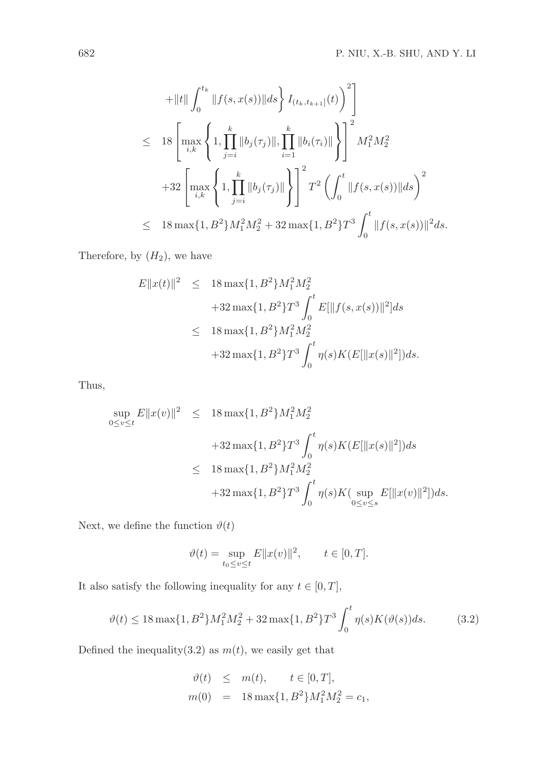$$
\begin{aligned}
&+\|t\|\int_0^{t_k}\|f(s,x(s))\|ds\Big\} I_{(t_k,t_{k+1}]}(t)\Big)^2\Bigg] \\
\leq\ & 18\left[\max_{i,k}\left\{1,\prod_{j=i}^{k}\|b_j(\tau_j)\|,\prod_{i=1}^{k}\|b_i(\tau_i)\|\right\}\right]^2 M_1^2M_2^2 \\
&+32\left[\max_{i,k}\left\{1,\prod_{j=i}^{k}\|b_j(\tau_j)\|\right\}\right]^2 T^2\left(\int_0^t\|f(s,x(s))\|ds\right)^2 \\
\leq\ & 18\max\{1,B^2\}M_1^2M_2^2+32\max\{1,B^2\}T^3\int_0^t\|f(s,x(s))\|^2ds.
\end{aligned}
$$

Therefore, by $(H_2)$, we have

$$
\begin{aligned}
E\|x(t)\|^2 \leq\ & 18\max\{1,B^2\}M_1^2M_2^2 \\
&+32\max\{1,B^2\}T^3\int_0^t E[\|f(s,x(s))\|^2]ds \\
\leq\ & 18\max\{1,B^2\}M_1^2M_2^2 \\
&+32\max\{1,B^2\}T^3\int_0^t \eta(s)K(E[\|x(s)\|^2])ds.
\end{aligned}
$$

Thus,

$$
\begin{aligned}
\sup_{0\leq v\leq t}E\|x(v)\|^2 \leq\ & 18\max\{1,B^2\}M_1^2M_2^2 \\
&+32\max\{1,B^2\}T^3\int_0^t \eta(s)K(E[\|x(s)\|^2])ds \\
\leq\ & 18\max\{1,B^2\}M_1^2M_2^2 \\
&+32\max\{1,B^2\}T^3\int_0^t \eta(s)K(\sup_{0\leq v\leq s}E[\|x(v)\|^2])ds.
\end{aligned}
$$

Next, we define the function $\vartheta(t)$

$$
\vartheta(t)=\sup_{t_0\leq v\leq t}E\|x(v)\|^2, \qquad t\in[0,T].
$$

It also satisfy the following inequality for any $t\in[0,T]$,

$$
\vartheta(t)\leq 18\max\{1,B^2\}M_1^2M_2^2+32\max\{1,B^2\}T^3\int_0^t\eta(s)K(\vartheta(s))ds. \tag{3.2}
$$

Defined the inequality(3.2) as $m(t)$, we easily get that

$$
\begin{aligned}
\vartheta(t) &\leq m(t), \qquad t\in[0,T], \\
m(0) &= 18\max\{1,B^2\}M_1^2M_2^2=c_1,
\end{aligned}
$$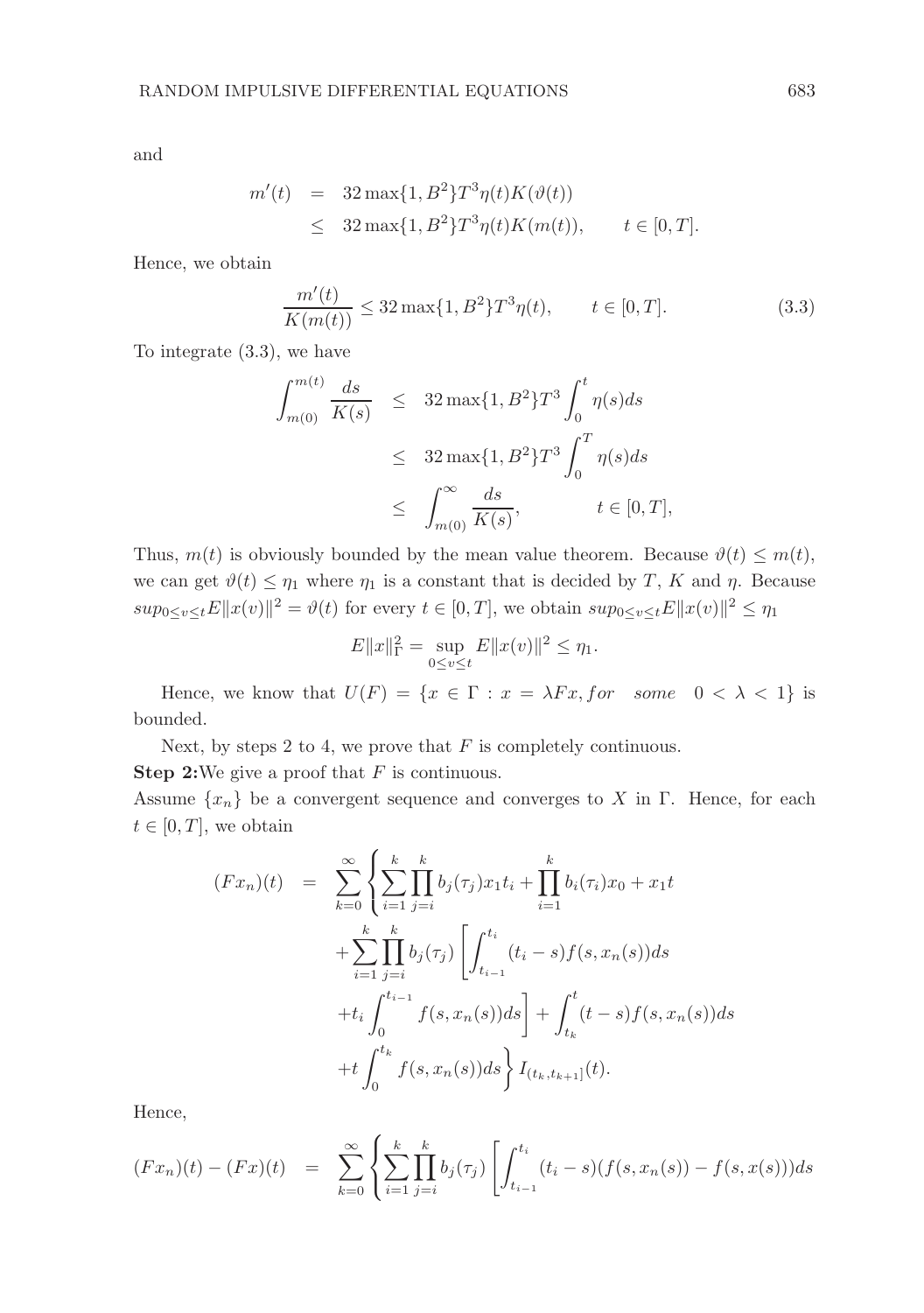and

$$
\begin{aligned}
m'(t) &= 32\max\{1, B^2\}T^3\eta(t)K(\vartheta(t)) \\
&\leq 32\max\{1, B^2\}T^3\eta(t)K(m(t)), \qquad t \in [0, T].
\end{aligned}
$$

Hence, we obtain

$$
\frac{m'(t)}{K(m(t))} \leq 32\max\{1, B^2\}T^3\eta(t), \qquad t \in [0, T]. \tag{3.3}
$$

To integrate (3.3), we have

$$
\begin{aligned}
\int_{m(0)}^{m(t)} \frac{ds}{K(s)} &\leq 32\max\{1, B^2\}T^3 \int_0^t \eta(s)ds \\
&\leq 32\max\{1, B^2\}T^3 \int_0^T \eta(s)ds \\
&\leq \int_{m(0)}^{\infty} \frac{ds}{K(s)}, \qquad t \in [0, T],
\end{aligned}
$$

Thus, $m(t)$ is obviously bounded by the mean value theorem. Because $\vartheta(t) \leq m(t)$, we can get $\vartheta(t) \leq \eta_1$ where $\eta_1$ is a constant that is decided by $T$, $K$ and $\eta$. Because $sup_{0\leq v\leq t} E\|x(v)\|^2 = \vartheta(t)$ for every $t \in [0, T]$, we obtain $sup_{0\leq v\leq t} E\|x(v)\|^2 \leq \eta_1$

$$
E\|x\|_{\Gamma}^2 = \sup_{0\leq v\leq t} E\|x(v)\|^2 \leq \eta_1.
$$

Hence, we know that $U(F) = \{x \in \Gamma : x = \lambda F x, for \quad some \quad 0 < \lambda < 1\}$ is bounded.

Next, by steps 2 to 4, we prove that $F$ is completely continuous.

**Step 2:** We give a proof that $F$ is continuous.

Assume $\{x_n\}$ be a convergent sequence and converges to $X$ in $\Gamma$. Hence, for each $t \in [0, T]$, we obtain

$$
\begin{aligned}
(Fx_n)(t) &= \sum_{k=0}^{\infty} \Bigg\{ \sum_{i=1}^{k} \prod_{j=i}^{k} b_j(\tau_j) x_1 t_i + \prod_{i=1}^{k} b_i(\tau_i) x_0 + x_1 t \\
&\quad + \sum_{i=1}^{k} \prod_{j=i}^{k} b_j(\tau_j) \left[ \int_{t_{i-1}}^{t_i} (t_i - s) f(s, x_n(s)) ds \right. \\
&\quad \left. + t_i \int_0^{t_{i-1}} f(s, x_n(s)) ds \right] + \int_{t_k}^{t} (t-s) f(s, x_n(s)) ds \\
&\quad + t \int_0^{t_k} f(s, x_n(s)) ds \Bigg\} I_{(t_k, t_{k+1}]}(t).
\end{aligned}
$$

Hence,

$$
(Fx_n)(t) - (Fx)(t) = \sum_{k=0}^{\infty} \Bigg\{ \sum_{i=1}^{k} \prod_{j=i}^{k} b_j(\tau_j) \left[ \int_{t_{i-1}}^{t_i} (t_i - s)(f(s, x_n(s)) - f(s, x(s))) ds \right.
$$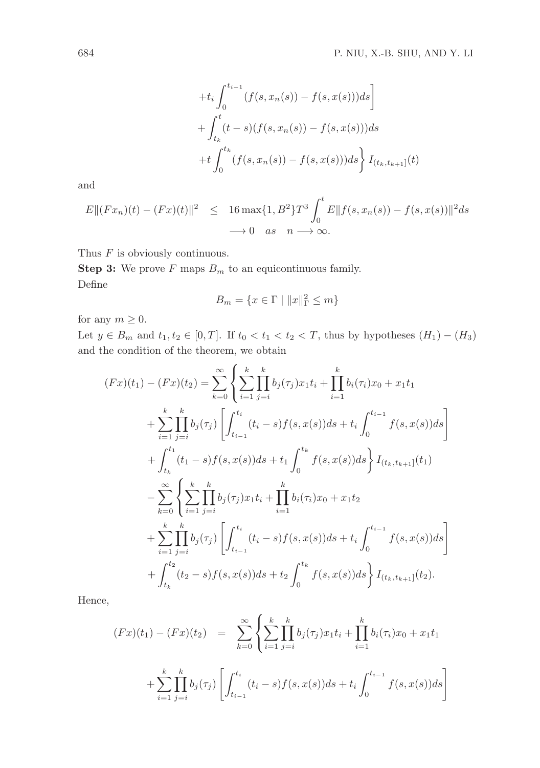$$+t_i \int_0^{t_{i-1}} (f(s, x_n(s)) - f(s, x(s)))ds\Bigg]$$

$$+ \int_{t_k}^{t} (t - s)(f(s, x_n(s)) - f(s, x(s)))ds$$

$$+t \int_0^{t_k} (f(s, x_n(s)) - f(s, x(s)))ds \Bigg\} I_{(t_k, t_{k+1}]}(t)$$

and

$$\begin{aligned} E\|(Fx_n)(t) - (Fx)(t)\|^2 &\leq 16 \max\{1, B^2\} T^3 \int_0^t E\|f(s, x_n(s)) - f(s, x(s))\|^2 ds \\ &\longrightarrow 0 \quad as \quad n \longrightarrow \infty. \end{aligned}$$

Thus $F$ is obviously continuous.

**Step 3:** We prove $F$ maps $B_m$ to an equicontinuous family.

Define

$$B_m = \{x \in \Gamma \mid \|x\|_\Gamma^2 \leq m\}$$

for any $m \geq 0$.

Let $y \in B_m$ and $t_1, t_2 \in [0, T]$. If $t_0 < t_1 < t_2 < T$, thus by hypotheses $(H_1) - (H_3)$ and the condition of the theorem, we obtain

$$\begin{aligned} (Fx)(t_1) - (Fx)(t_2) = \sum_{k=0}^{\infty} \Bigg\{ &\sum_{i=1}^{k} \prod_{j=i}^{k} b_j(\tau_j) x_1 t_i + \prod_{i=1}^{k} b_i(\tau_i) x_0 + x_1 t_1 \\ &+ \sum_{i=1}^{k} \prod_{j=i}^{k} b_j(\tau_j) \left[ \int_{t_{i-1}}^{t_i} (t_i - s) f(s, x(s)) ds + t_i \int_0^{t_{i-1}} f(s, x(s)) ds \right] \\ &+ \int_{t_k}^{t_1} (t_1 - s) f(s, x(s)) ds + t_1 \int_0^{t_k} f(s, x(s)) ds \Bigg\} I_{(t_k, t_{k+1}]}(t_1) \\ - \sum_{k=0}^{\infty} \Bigg\{ &\sum_{i=1}^{k} \prod_{j=i}^{k} b_j(\tau_j) x_1 t_i + \prod_{i=1}^{k} b_i(\tau_i) x_0 + x_1 t_2 \\ &+ \sum_{i=1}^{k} \prod_{j=i}^{k} b_j(\tau_j) \left[ \int_{t_{i-1}}^{t_i} (t_i - s) f(s, x(s)) ds + t_i \int_0^{t_{i-1}} f(s, x(s)) ds \right] \\ &+ \int_{t_k}^{t_2} (t_2 - s) f(s, x(s)) ds + t_2 \int_0^{t_k} f(s, x(s)) ds \Bigg\} I_{(t_k, t_{k+1}]}(t_2). \end{aligned}$$

Hence,

$$\begin{aligned} (Fx)(t_1) - (Fx)(t_2) = \sum_{k=0}^{\infty} \Bigg\{ &\sum_{i=1}^{k} \prod_{j=i}^{k} b_j(\tau_j) x_1 t_i + \prod_{i=1}^{k} b_i(\tau_i) x_0 + x_1 t_1 \\ &+ \sum_{i=1}^{k} \prod_{j=i}^{k} b_j(\tau_j) \left[ \int_{t_{i-1}}^{t_i} (t_i - s) f(s, x(s)) ds + t_i \int_0^{t_{i-1}} f(s, x(s)) ds \right] \end{aligned}$$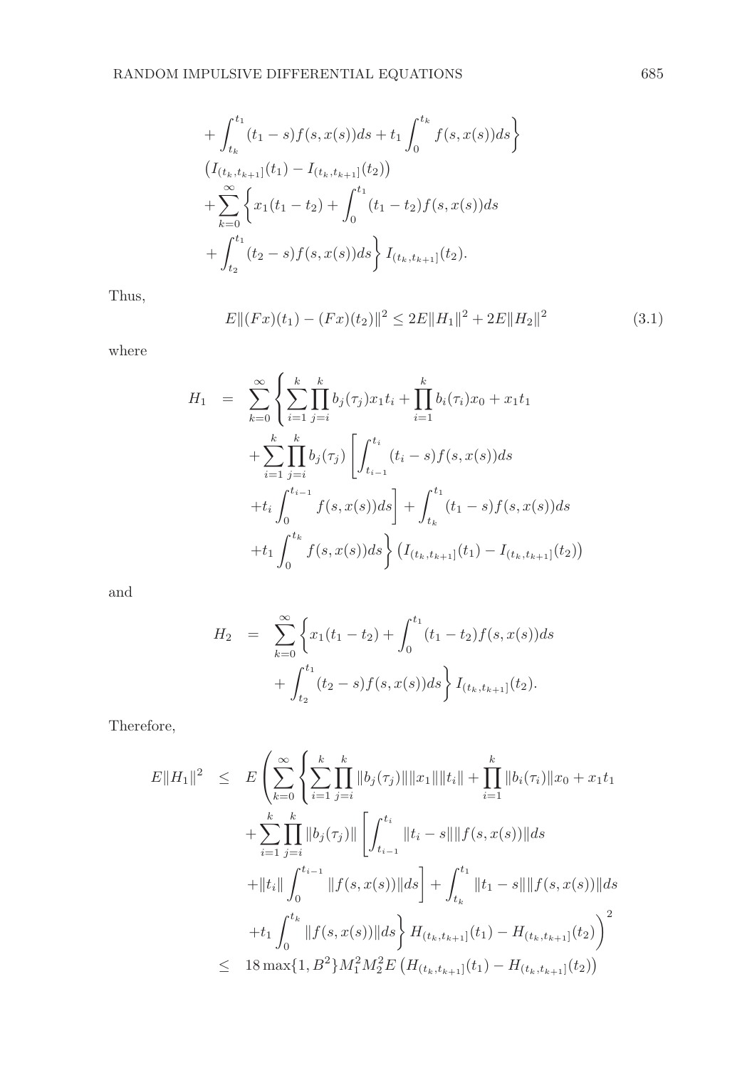$$
\begin{aligned}
&+\int_{t_k}^{t_1}(t_1-s)f(s,x(s))ds+t_1\int_0^{t_k}f(s,x(s))ds\Bigg\}\\
&\left(I_{(t_k,t_{k+1}]}(t_1)-I_{(t_k,t_{k+1}]}(t_2)\right)\\
&+\sum_{k=0}^{\infty}\Bigg\{x_1(t_1-t_2)+\int_0^{t_1}(t_1-t_2)f(s,x(s))ds\\
&+\int_{t_2}^{t_1}(t_2-s)f(s,x(s))ds\Bigg\}I_{(t_k,t_{k+1}]}(t_2).
\end{aligned}
$$

Thus,

$$
E\|(Fx)(t_1)-(Fx)(t_2)\|^2 \le 2E\|H_1\|^2+2E\|H_2\|^2 \tag{3.1}
$$

where

$$
\begin{aligned}
H_1 \;=\; &\sum_{k=0}^{\infty}\Bigg\{\sum_{i=1}^{k}\prod_{j=i}^{k}b_j(\tau_j)x_1t_i+\prod_{i=1}^{k}b_i(\tau_i)x_0+x_1t_1\\
&+\sum_{i=1}^{k}\prod_{j=i}^{k}b_j(\tau_j)\left[\int_{t_{i-1}}^{t_i}(t_i-s)f(s,x(s))ds\right.\\
&\left.+t_i\int_0^{t_{i-1}}f(s,x(s))ds\right]+\int_{t_k}^{t_1}(t_1-s)f(s,x(s))ds\\
&+t_1\int_0^{t_k}f(s,x(s))ds\Bigg\}\left(I_{(t_k,t_{k+1}]}(t_1)-I_{(t_k,t_{k+1}]}(t_2)\right)
\end{aligned}
$$

and

$$
\begin{aligned}
H_2 \;=\; &\sum_{k=0}^{\infty}\Bigg\{x_1(t_1-t_2)+\int_0^{t_1}(t_1-t_2)f(s,x(s))ds\\
&+\int_{t_2}^{t_1}(t_2-s)f(s,x(s))ds\Bigg\}I_{(t_k,t_{k+1}]}(t_2).
\end{aligned}
$$

Therefore,

$$
\begin{aligned}
E\|H_1\|^2 \;\le\; &E\Bigg(\sum_{k=0}^{\infty}\Bigg\{\sum_{i=1}^{k}\prod_{j=i}^{k}\|b_j(\tau_j)\|\|x_1\|\|t_i\|+\prod_{i=1}^{k}\|b_i(\tau_i)\|x_0+x_1t_1\\
&+\sum_{i=1}^{k}\prod_{j=i}^{k}\|b_j(\tau_j)\|\left[\int_{t_{i-1}}^{t_i}\|t_i-s\|\|f(s,x(s))\|ds\right.\\
&\left.+\|t_i\|\int_0^{t_{i-1}}\|f(s,x(s))\|ds\right]+\int_{t_k}^{t_1}\|t_1-s\|\|f(s,x(s))\|ds\\
&+t_1\int_0^{t_k}\|f(s,x(s))\|ds\Bigg\}H_{(t_k,t_{k+1}]}(t_1)-H_{(t_k,t_{k+1}]}(t_2)\Bigg)^2\\
\le\;& 18\max\{1,B^2\}M_1^2M_2^2E\left(H_{(t_k,t_{k+1}]}(t_1)-H_{(t_k,t_{k+1}]}(t_2)\right)
\end{aligned}
$$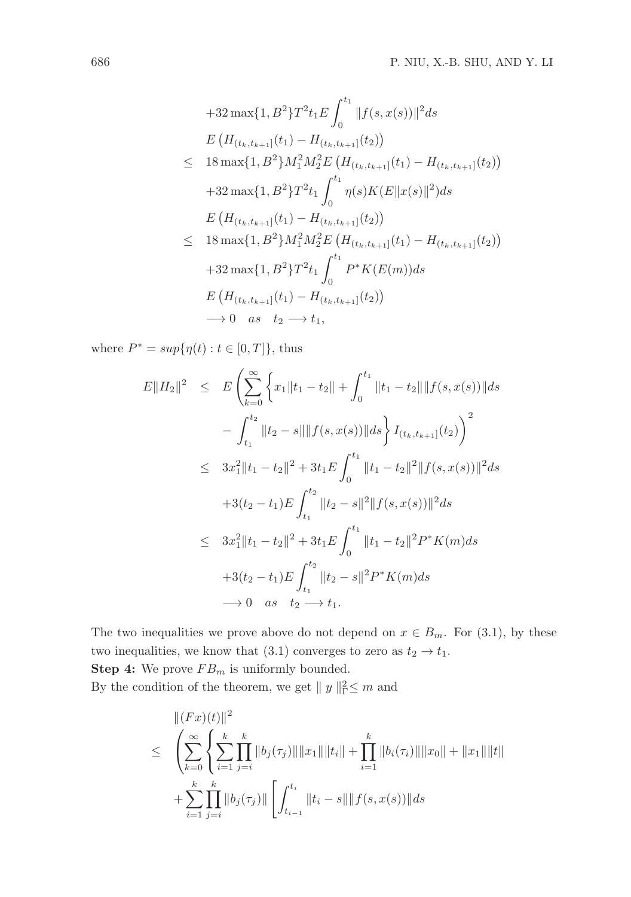$$
\begin{aligned}
&+32\max\{1,B^2\}T^2t_1E\int_0^{t_1}\|f(s,x(s))\|^2ds \\
&E\left(H_{(t_k,t_{k+1}]}(t_1)-H_{(t_k,t_{k+1}]}(t_2)\right) \\
\leq\ & 18\max\{1,B^2\}M_1^2M_2^2E\left(H_{(t_k,t_{k+1}]}(t_1)-H_{(t_k,t_{k+1}]}(t_2)\right) \\
&+32\max\{1,B^2\}T^2t_1\int_0^{t_1}\eta(s)K(E\|x(s)\|^2)ds \\
&E\left(H_{(t_k,t_{k+1}]}(t_1)-H_{(t_k,t_{k+1}]}(t_2)\right) \\
\leq\ & 18\max\{1,B^2\}M_1^2M_2^2E\left(H_{(t_k,t_{k+1}]}(t_1)-H_{(t_k,t_{k+1}]}(t_2)\right) \\
&+32\max\{1,B^2\}T^2t_1\int_0^{t_1}P^*K(E(m))ds \\
&E\left(H_{(t_k,t_{k+1}]}(t_1)-H_{(t_k,t_{k+1}]}(t_2)\right) \\
&\longrightarrow 0 \quad as \quad t_2\longrightarrow t_1,
\end{aligned}
$$

where $P^*=sup\{\eta(t):t\in[0,T]\}$, thus

$$
\begin{aligned}
E\|H_2\|^2 \ \leq\ & E\left(\sum_{k=0}^{\infty}\left\{x_1\|t_1-t_2\|+\int_0^{t_1}\|t_1-t_2\|\|f(s,x(s))\|ds\right.\right. \\
&\left.\left.-\int_{t_1}^{t_2}\|t_2-s\|\|f(s,x(s))\|ds\right\}I_{(t_k,t_{k+1}]}(t_2)\right)^2 \\
\leq\ & 3x_1^2\|t_1-t_2\|^2+3t_1E\int_0^{t_1}\|t_1-t_2\|^2\|f(s,x(s))\|^2ds \\
&+3(t_2-t_1)E\int_{t_1}^{t_2}\|t_2-s\|^2\|f(s,x(s))\|^2ds \\
\leq\ & 3x_1^2\|t_1-t_2\|^2+3t_1E\int_0^{t_1}\|t_1-t_2\|^2P^*K(m)ds \\
&+3(t_2-t_1)E\int_{t_1}^{t_2}\|t_2-s\|^2P^*K(m)ds \\
&\longrightarrow 0 \quad as \quad t_2\longrightarrow t_1.
\end{aligned}
$$

The two inequalities we prove above do not depend on $x\in B_m$. For (3.1), by these two inequalities, we know that (3.1) converges to zero as $t_2\to t_1$.

**Step 4:** We prove $FB_m$ is uniformly bounded.

By the condition of the theorem, we get $\| y\|_\Gamma^2\leq m$ and

$$
\begin{aligned}
&\|(Fx)(t)\|^2 \\
\leq\ & \left(\sum_{k=0}^{\infty}\left\{\sum_{i=1}^{k}\prod_{j=i}^{k}\|b_j(\tau_j)\|\|x_1\|\|t_i\|+\prod_{i=1}^{k}\|b_i(\tau_i)\|\|x_0\|+\|x_1\|\|t\|\right.\right. \\
&+\sum_{i=1}^{k}\prod_{j=i}^{k}\|b_j(\tau_j)\|\left[\int_{t_{i-1}}^{t_i}\|t_i-s\|\|f(s,x(s))\|ds\right.
\end{aligned}
$$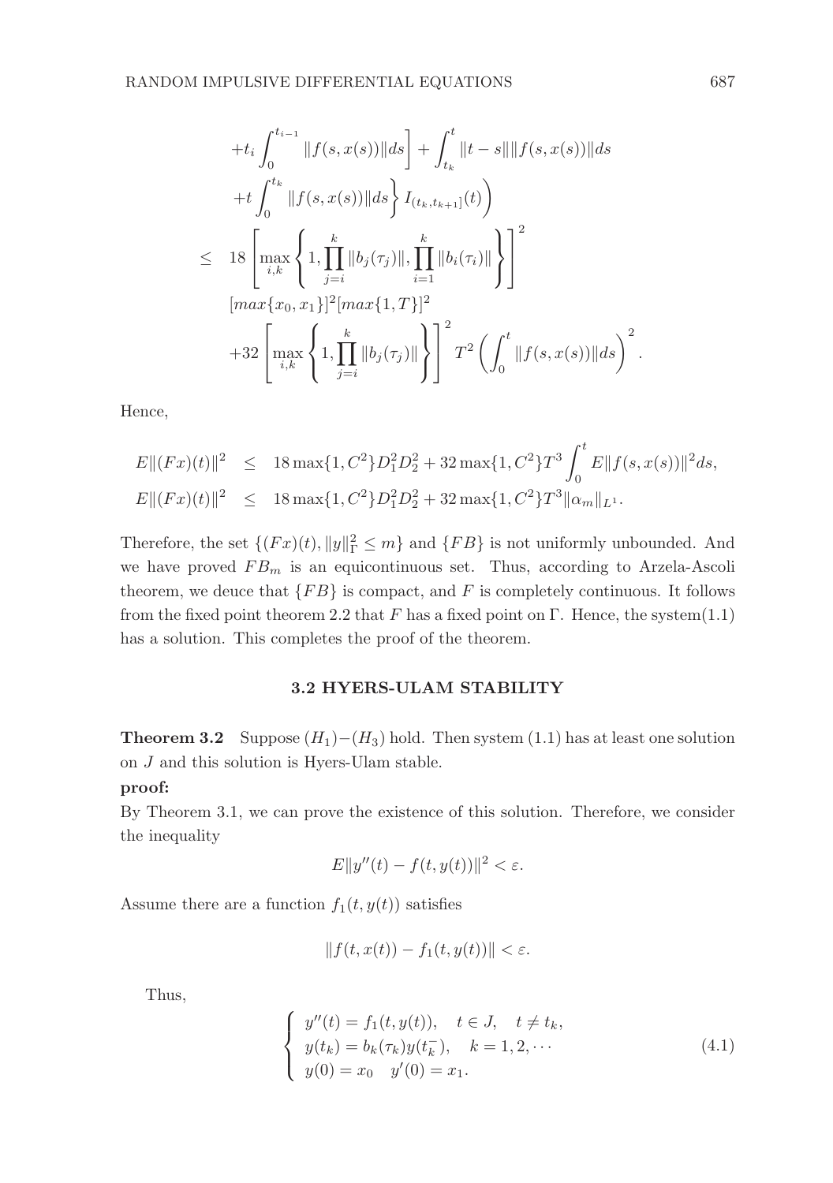$$
\begin{aligned}
&+t_i \int_0^{t_{i-1}} \|f(s,x(s))\|ds\Bigg] + \int_{t_k}^{t} \|t-s\|\|f(s,x(s))\|ds \\
&+t \int_0^{t_k} \|f(s,x(s))\|ds \Bigg\} I_{(t_k,t_{k+1}]}(t) \Bigg) \\
\leq\ & 18 \left[ \max_{i,k} \left\{ 1, \prod_{j=i}^{k} \|b_j(\tau_j)\|, \prod_{i=1}^{k} \|b_i(\tau_i)\| \right\} \right]^2 \\
& [max\{x_0, x_1\}]^2 [max\{1, T\}]^2 \\
& +32 \left[ \max_{i,k} \left\{ 1, \prod_{j=i}^{k} \|b_j(\tau_j)\| \right\} \right]^2 T^2 \left( \int_0^t \|f(s,x(s))\|ds \right)^2.
\end{aligned}
$$

Hence,

$$
\begin{aligned}
E\|(Fx)(t)\|^2 &\leq 18 \max\{1, C^2\} D_1^2 D_2^2 + 32 \max\{1, C^2\} T^3 \int_0^t E\|f(s,x(s))\|^2 ds, \\
E\|(Fx)(t)\|^2 &\leq 18 \max\{1, C^2\} D_1^2 D_2^2 + 32 \max\{1, C^2\} T^3 \|\alpha_m\|_{L^1}.
\end{aligned}
$$

Therefore, the set $\{(Fx)(t), \|y\|_\Gamma^2 \leq m\}$ and $\{FB\}$ is not uniformly unbounded. And we have proved $FB_m$ is an equicontinuous set. Thus, according to Arzela-Ascoli theorem, we deuce that $\{FB\}$ is compact, and $F$ is completely continuous. It follows from the fixed point theorem 2.2 that $F$ has a fixed point on $\Gamma$. Hence, the system(1.1) has a solution. This completes the proof of the theorem.

### 3.2 HYERS-ULAM STABILITY

**Theorem 3.2** Suppose $(H_1)-(H_3)$ hold. Then system (1.1) has at least one solution on $J$ and this solution is Hyers-Ulam stable.

**proof:**

By Theorem 3.1, we can prove the existence of this solution. Therefore, we consider the inequality

$$
E\|y''(t) - f(t, y(t))\|^2 < \varepsilon.
$$

Assume there are a function $f_1(t, y(t))$ satisfies

$$
\|f(t, x(t)) - f_1(t, y(t))\| < \varepsilon.
$$

Thus,

$$
\begin{cases}
y''(t) = f_1(t, y(t)), \quad t \in J, \quad t \neq t_k, \\
y(t_k) = b_k(\tau_k) y(t_k^-), \quad k = 1, 2, \cdots \\
y(0) = x_0 \quad y'(0) = x_1.
\end{cases}
\tag{4.1}
$$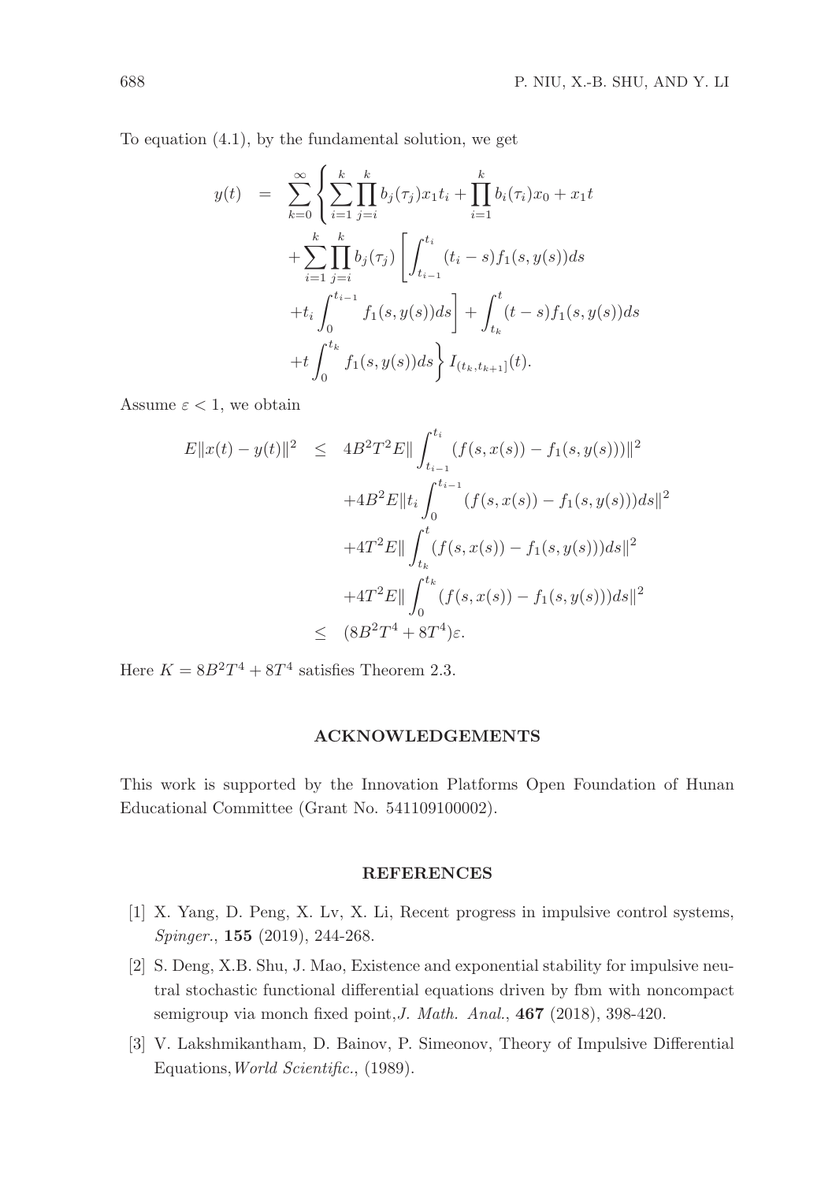To equation (4.1), by the fundamental solution, we get

$$
\begin{aligned}
y(t) &= \sum_{k=0}^{\infty} \left\{ \sum_{i=1}^{k} \prod_{j=i}^{k} b_j(\tau_j) x_1 t_i + \prod_{i=1}^{k} b_i(\tau_i) x_0 + x_1 t \right. \\
&\quad + \sum_{i=1}^{k} \prod_{j=i}^{k} b_j(\tau_j) \left[ \int_{t_{i-1}}^{t_i} (t_i - s) f_1(s, y(s)) ds \right. \\
&\quad \left. + t_i \int_0^{t_{i-1}} f_1(s, y(s)) ds \right] + \int_{t_k}^{t} (t - s) f_1(s, y(s)) ds \\
&\quad \left. + t \int_0^{t_k} f_1(s, y(s)) ds \right\} I_{(t_k, t_{k+1}]}(t).
\end{aligned}
$$

Assume $\varepsilon < 1$, we obtain

$$
\begin{aligned}
E\|x(t) - y(t)\|^2 &\leq 4B^2 T^2 E\| \int_{t_{i-1}}^{t_i} (f(s, x(s)) - f_1(s, y(s)))\|^2 \\
&\quad + 4B^2 E\|t_i \int_0^{t_{i-1}} (f(s, x(s)) - f_1(s, y(s))) ds\|^2 \\
&\quad + 4T^2 E\| \int_{t_k}^{t} (f(s, x(s)) - f_1(s, y(s))) ds\|^2 \\
&\quad + 4T^2 E\| \int_0^{t_k} (f(s, x(s)) - f_1(s, y(s))) ds\|^2 \\
&\leq (8B^2 T^4 + 8T^4)\varepsilon.
\end{aligned}
$$

Here $K = 8B^2 T^4 + 8T^4$ satisfies Theorem 2.3.

## ACKNOWLEDGEMENTS

This work is supported by the Innovation Platforms Open Foundation of Hunan Educational Committee (Grant No. 541109100002).

## REFERENCES

[1] X. Yang, D. Peng, X. Lv, X. Li, Recent progress in impulsive control systems, *Spinger.*, **155** (2019), 244-268.

[2] S. Deng, X.B. Shu, J. Mao, Existence and exponential stability for impulsive neutral stochastic functional differential equations driven by fbm with noncompact semigroup via monch fixed point, *J. Math. Anal.*, **467** (2018), 398-420.

[3] V. Lakshmikantham, D. Bainov, P. Simeonov, Theory of Impulsive Differential Equations, *World Scientific.*, (1989).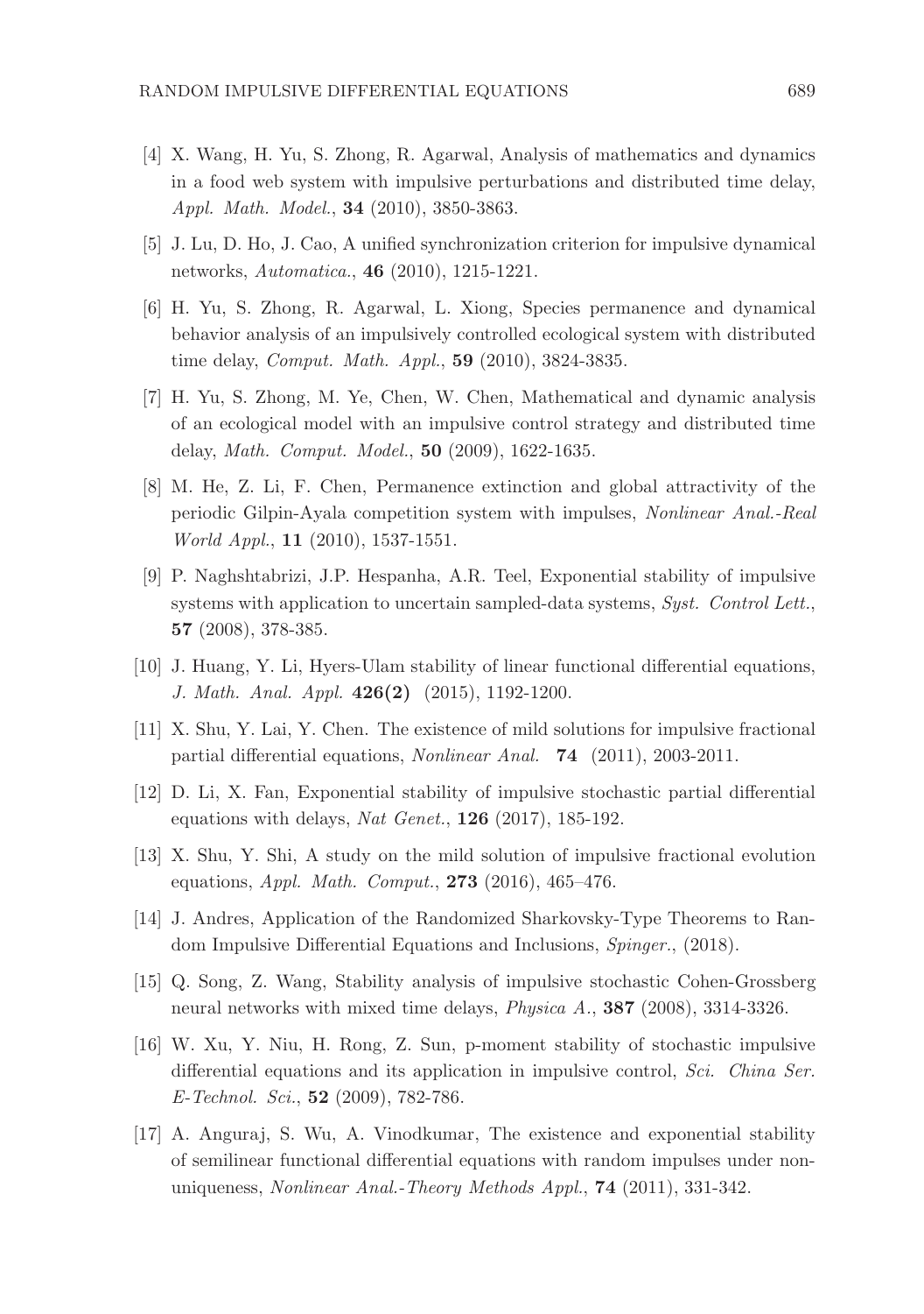[4] X. Wang, H. Yu, S. Zhong, R. Agarwal, Analysis of mathematics and dynamics in a food web system with impulsive perturbations and distributed time delay, *Appl. Math. Model.*, **34** (2010), 3850-3863.

[5] J. Lu, D. Ho, J. Cao, A unified synchronization criterion for impulsive dynamical networks, *Automatica.*, **46** (2010), 1215-1221.

[6] H. Yu, S. Zhong, R. Agarwal, L. Xiong, Species permanence and dynamical behavior analysis of an impulsively controlled ecological system with distributed time delay, *Comput. Math. Appl.*, **59** (2010), 3824-3835.

[7] H. Yu, S. Zhong, M. Ye, Chen, W. Chen, Mathematical and dynamic analysis of an ecological model with an impulsive control strategy and distributed time delay, *Math. Comput. Model.*, **50** (2009), 1622-1635.

[8] M. He, Z. Li, F. Chen, Permanence extinction and global attractivity of the periodic Gilpin-Ayala competition system with impulses, *Nonlinear Anal.-Real World Appl.*, **11** (2010), 1537-1551.

[9] P. Naghshtabrizi, J.P. Hespanha, A.R. Teel, Exponential stability of impulsive systems with application to uncertain sampled-data systems, *Syst. Control Lett.*, **57** (2008), 378-385.

[10] J. Huang, Y. Li, Hyers-Ulam stability of linear functional differential equations, *J. Math. Anal. Appl.* **426(2)** (2015), 1192-1200.

[11] X. Shu, Y. Lai, Y. Chen. The existence of mild solutions for impulsive fractional partial differential equations, *Nonlinear Anal.* **74** (2011), 2003-2011.

[12] D. Li, X. Fan, Exponential stability of impulsive stochastic partial differential equations with delays, *Nat Genet.*, **126** (2017), 185-192.

[13] X. Shu, Y. Shi, A study on the mild solution of impulsive fractional evolution equations, *Appl. Math. Comput.*, **273** (2016), 465–476.

[14] J. Andres, Application of the Randomized Sharkovsky-Type Theorems to Random Impulsive Differential Equations and Inclusions, *Spinger.*, (2018).

[15] Q. Song, Z. Wang, Stability analysis of impulsive stochastic Cohen-Grossberg neural networks with mixed time delays, *Physica A.*, **387** (2008), 3314-3326.

[16] W. Xu, Y. Niu, H. Rong, Z. Sun, p-moment stability of stochastic impulsive differential equations and its application in impulsive control, *Sci. China Ser. E-Technol. Sci.*, **52** (2009), 782-786.

[17] A. Anguraj, S. Wu, A. Vinodkumar, The existence and exponential stability of semilinear functional differential equations with random impulses under non-uniqueness, *Nonlinear Anal.-Theory Methods Appl.*, **74** (2011), 331-342.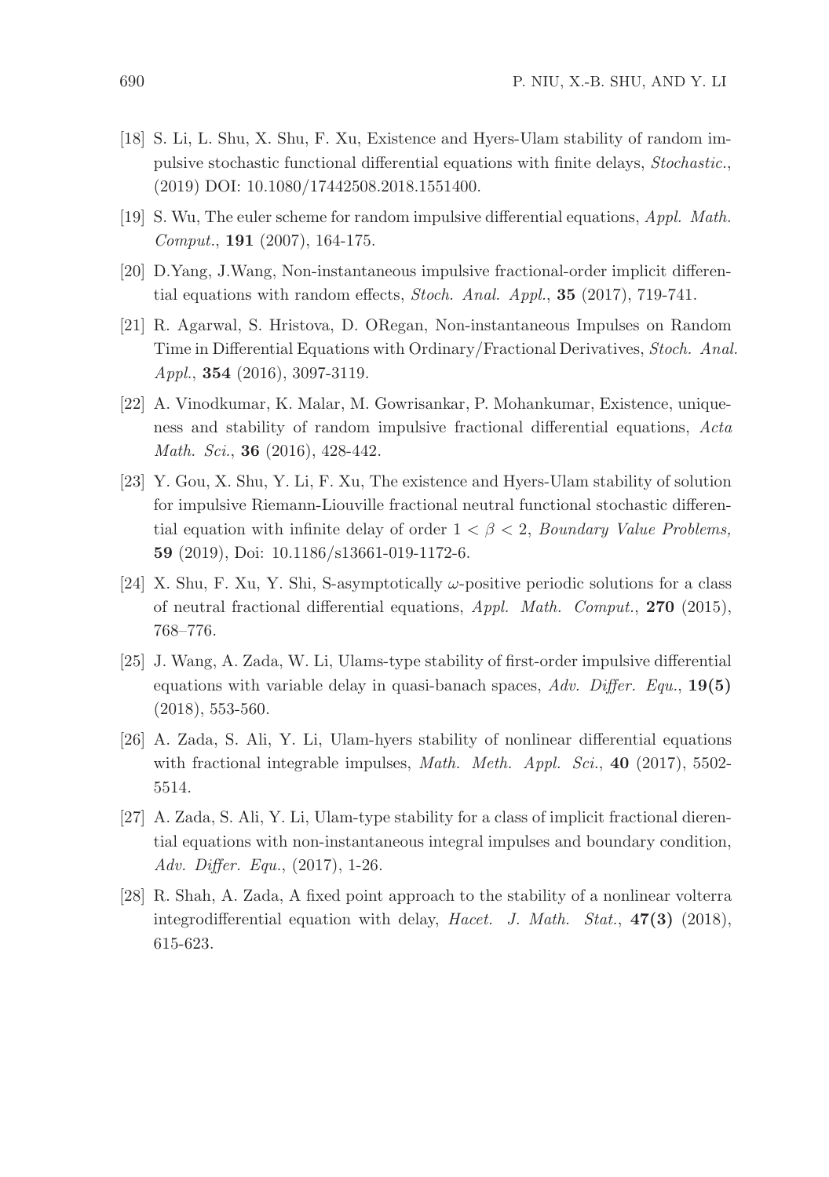[18] S. Li, L. Shu, X. Shu, F. Xu, Existence and Hyers-Ulam stability of random impulsive stochastic functional differential equations with finite delays, *Stochastic.*, (2019) DOI: 10.1080/17442508.2018.1551400.

[19] S. Wu, The euler scheme for random impulsive differential equations, *Appl. Math. Comput.*, **191** (2007), 164-175.

[20] D.Yang, J.Wang, Non-instantaneous impulsive fractional-order implicit differential equations with random effects, *Stoch. Anal. Appl.*, **35** (2017), 719-741.

[21] R. Agarwal, S. Hristova, D. ORegan, Non-instantaneous Impulses on Random Time in Differential Equations with Ordinary/Fractional Derivatives, *Stoch. Anal. Appl.*, **354** (2016), 3097-3119.

[22] A. Vinodkumar, K. Malar, M. Gowrisankar, P. Mohankumar, Existence, uniqueness and stability of random impulsive fractional differential equations, *Acta Math. Sci.*, **36** (2016), 428-442.

[23] Y. Gou, X. Shu, Y. Li, F. Xu, The existence and Hyers-Ulam stability of solution for impulsive Riemann-Liouville fractional neutral functional stochastic differential equation with infinite delay of order $1 < \beta < 2$, *Boundary Value Problems,* **59** (2019), Doi: 10.1186/s13661-019-1172-6.

[24] X. Shu, F. Xu, Y. Shi, S-asymptotically $\omega$-positive periodic solutions for a class of neutral fractional differential equations, *Appl. Math. Comput.*, **270** (2015), 768–776.

[25] J. Wang, A. Zada, W. Li, Ulams-type stability of first-order impulsive differential equations with variable delay in quasi-banach spaces, *Adv. Differ. Equ.*, **19(5)** (2018), 553-560.

[26] A. Zada, S. Ali, Y. Li, Ulam-hyers stability of nonlinear differential equations with fractional integrable impulses, *Math. Meth. Appl. Sci.*, **40** (2017), 5502-5514.

[27] A. Zada, S. Ali, Y. Li, Ulam-type stability for a class of implicit fractional dierential equations with non-instantaneous integral impulses and boundary condition, *Adv. Differ. Equ.*, (2017), 1-26.

[28] R. Shah, A. Zada, A fixed point approach to the stability of a nonlinear volterra integrodifferential equation with delay, *Hacet. J. Math. Stat.*, **47(3)** (2018), 615-623.